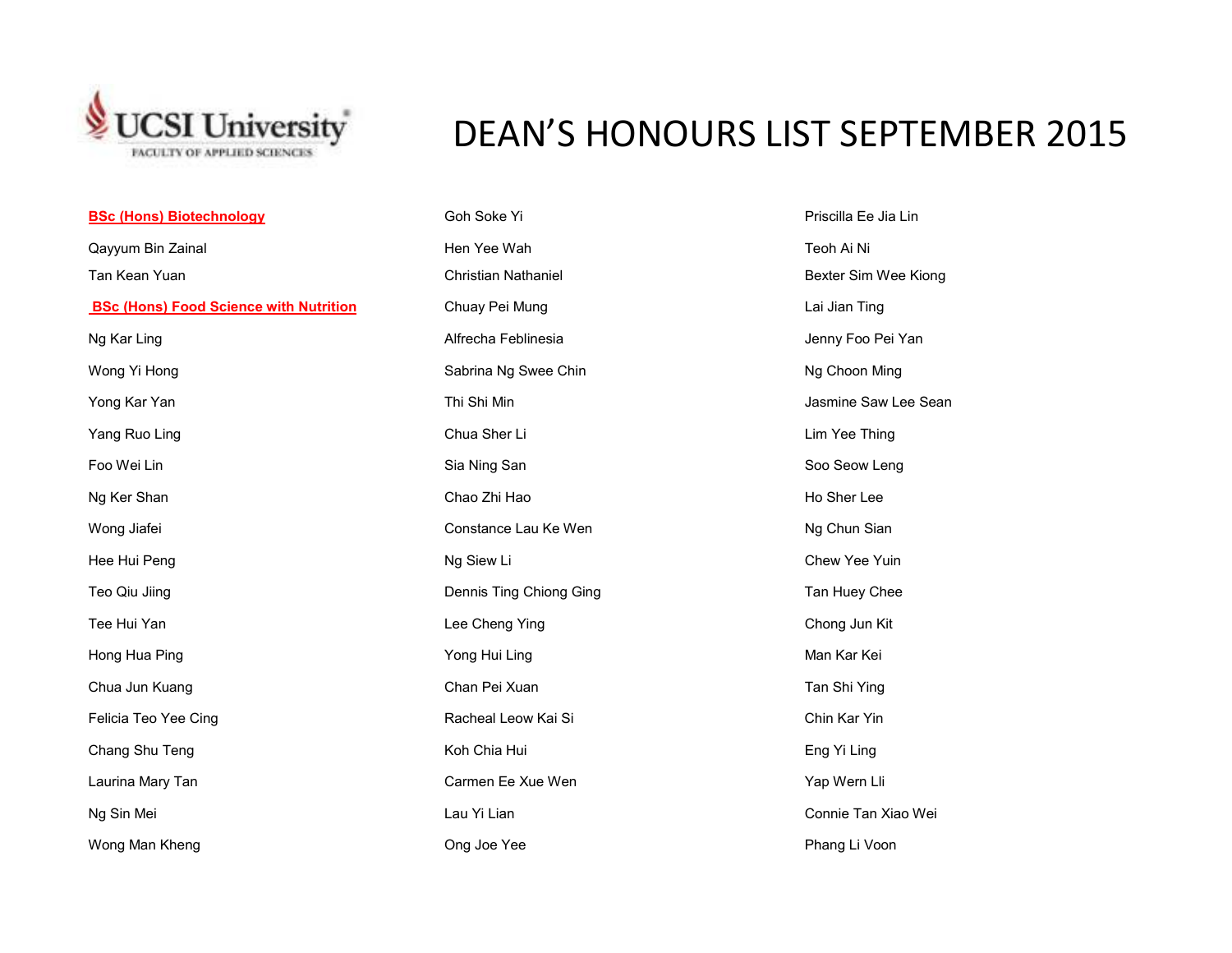UCSI University
FACULTY OF APPLIED SCIENCES

# DEAN'S HONOURS LIST SEPTEMBER 2015

**BSc (Hons) Biotechnology**

Qayyum Bin Zainal

Tan Kean Yuan

**BSc (Hons) Food Science with Nutrition**

Ng Kar Ling

Wong Yi Hong

Yong Kar Yan

Yang Ruo Ling

Foo Wei Lin

Ng Ker Shan

Wong Jiafei

Hee Hui Peng

Teo Qiu Jiing

Tee Hui Yan

Hong Hua Ping

Chua Jun Kuang

Felicia Teo Yee Cing

Chang Shu Teng

Laurina Mary Tan

Ng Sin Mei

Wong Man Kheng

Goh Soke Yi

Hen Yee Wah

Christian Nathaniel

Chuay Pei Mung

Alfrecha Feblinesia

Sabrina Ng Swee Chin

Thi Shi Min

Chua Sher Li

Sia Ning San

Chao Zhi Hao

Constance Lau Ke Wen

Ng Siew Li

Dennis Ting Chiong Ging

Lee Cheng Ying

Yong Hui Ling

Chan Pei Xuan

Racheal Leow Kai Si

Koh Chia Hui

Carmen Ee Xue Wen

Lau Yi Lian

Ong Joe Yee

Priscilla Ee Jia Lin

Teoh Ai Ni

Bexter Sim Wee Kiong

Lai Jian Ting

Jenny Foo Pei Yan

Ng Choon Ming

Jasmine Saw Lee Sean

Lim Yee Thing

Soo Seow Leng

Ho Sher Lee

Ng Chun Sian

Chew Yee Yuin

Tan Huey Chee

Chong Jun Kit

Man Kar Kei

Tan Shi Ying

Chin Kar Yin

Eng Yi Ling

Yap Wern Lli

Connie Tan Xiao Wei

Phang Li Voon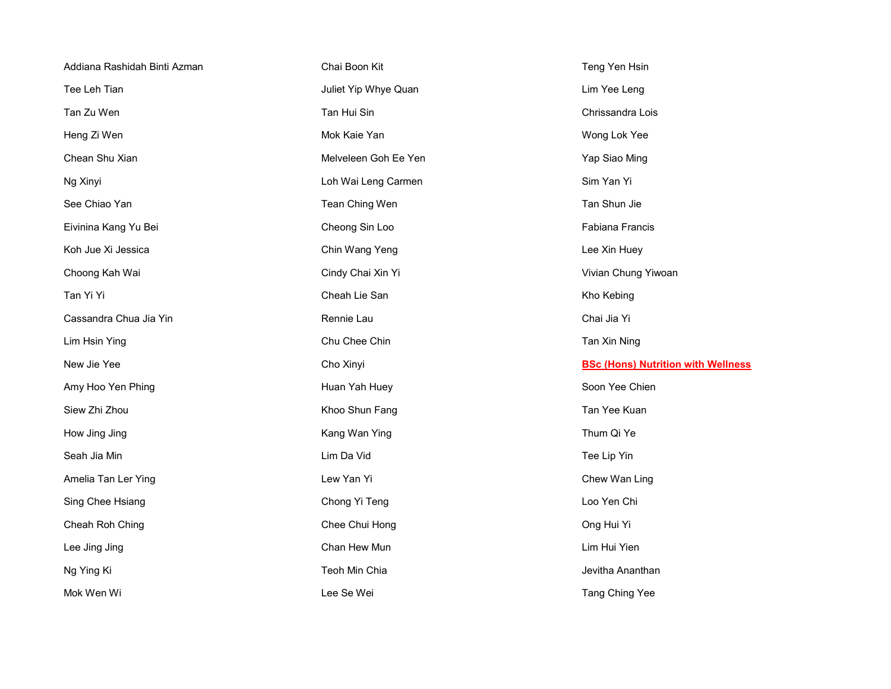Addiana Rashidah Binti Azman

Tee Leh Tian

Tan Zu Wen

Heng Zi Wen

Chean Shu Xian

Ng Xinyi

See Chiao Yan

Eivinina Kang Yu Bei

Koh Jue Xi Jessica

Choong Kah Wai

Tan Yi Yi

Cassandra Chua Jia Yin

Lim Hsin Ying

New Jie Yee

Amy Hoo Yen Phing

Siew Zhi Zhou

How Jing Jing

Seah Jia Min

Amelia Tan Ler Ying

Sing Chee Hsiang

Cheah Roh Ching

Lee Jing Jing

Ng Ying Ki

Mok Wen Wi

Chai Boon Kit

Juliet Yip Whye Quan

Tan Hui Sin

Mok Kaie Yan

Melveleen Goh Ee Yen

Loh Wai Leng Carmen

Tean Ching Wen

Cheong Sin Loo

Chin Wang Yeng

Cindy Chai Xin Yi

Cheah Lie San

Rennie Lau

Chu Chee Chin

Cho Xinyi

Huan Yah Huey

Khoo Shun Fang

Kang Wan Ying

Lim Da Vid

Lew Yan Yi

Chong Yi Teng

Chee Chui Hong

Chan Hew Mun

Teoh Min Chia

Lee Se Wei

Teng Yen Hsin

Lim Yee Leng

Chrissandra Lois

Wong Lok Yee

Yap Siao Ming

Sim Yan Yi

Tan Shun Jie

Fabiana Francis

Lee Xin Huey

Vivian Chung Yiwoan

Kho Kebing

Chai Jia Yi

Tan Xin Ning

**BSc (Hons) Nutrition with Wellness**

Soon Yee Chien

Tan Yee Kuan

Thum Qi Ye

Tee Lip Yin

Chew Wan Ling

Loo Yen Chi

Ong Hui Yi

Lim Hui Yien

Jevitha Ananthan

Tang Ching Yee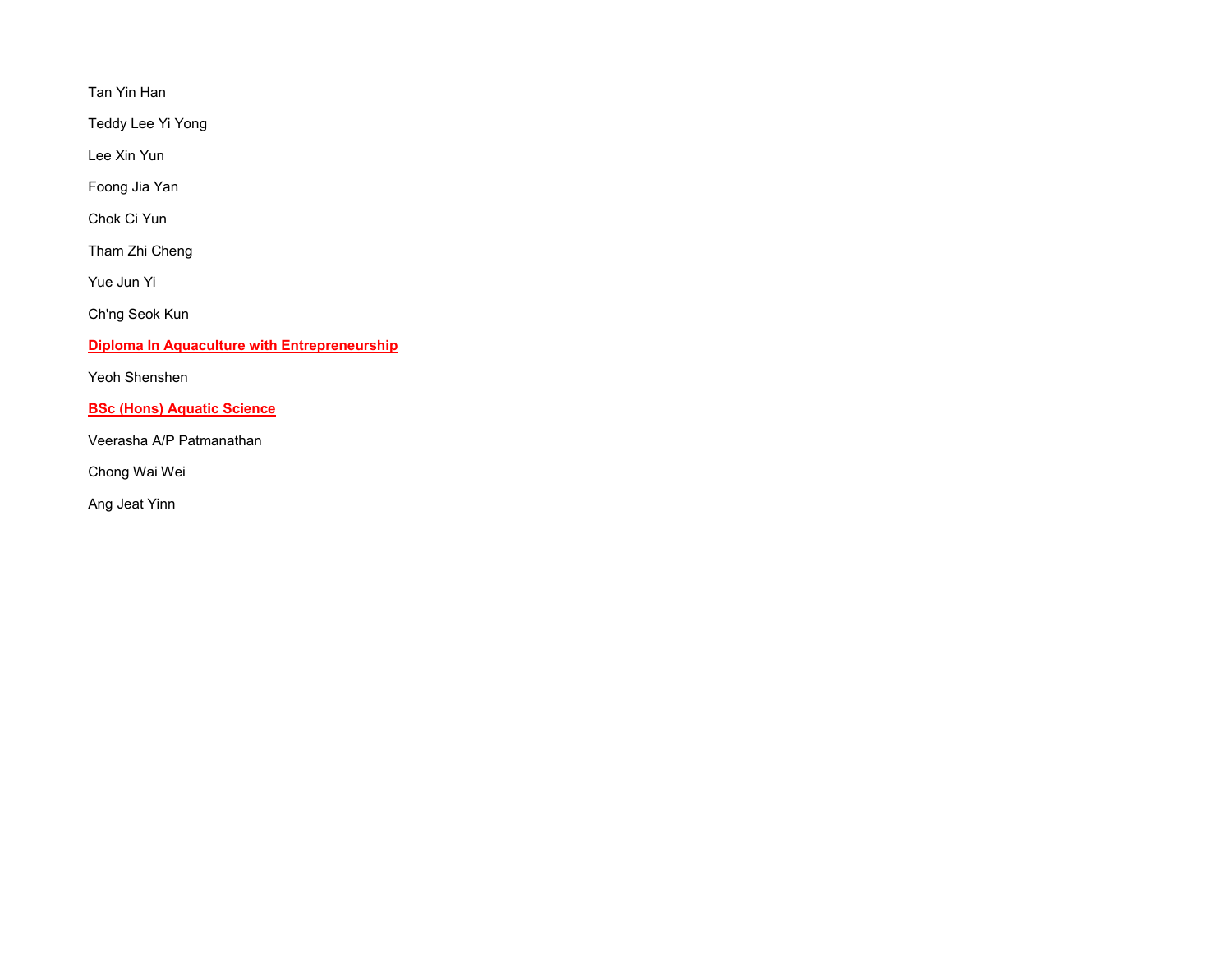Tan Yin Han

Teddy Lee Yi Yong

Lee Xin Yun

Foong Jia Yan

Chok Ci Yun

Tham Zhi Cheng

Yue Jun Yi

Ch'ng Seok Kun

**Diploma In Aquaculture with Entrepreneurship**

Yeoh Shenshen

**BSc (Hons) Aquatic Science**

Veerasha A/P Patmanathan

Chong Wai Wei

Ang Jeat Yinn